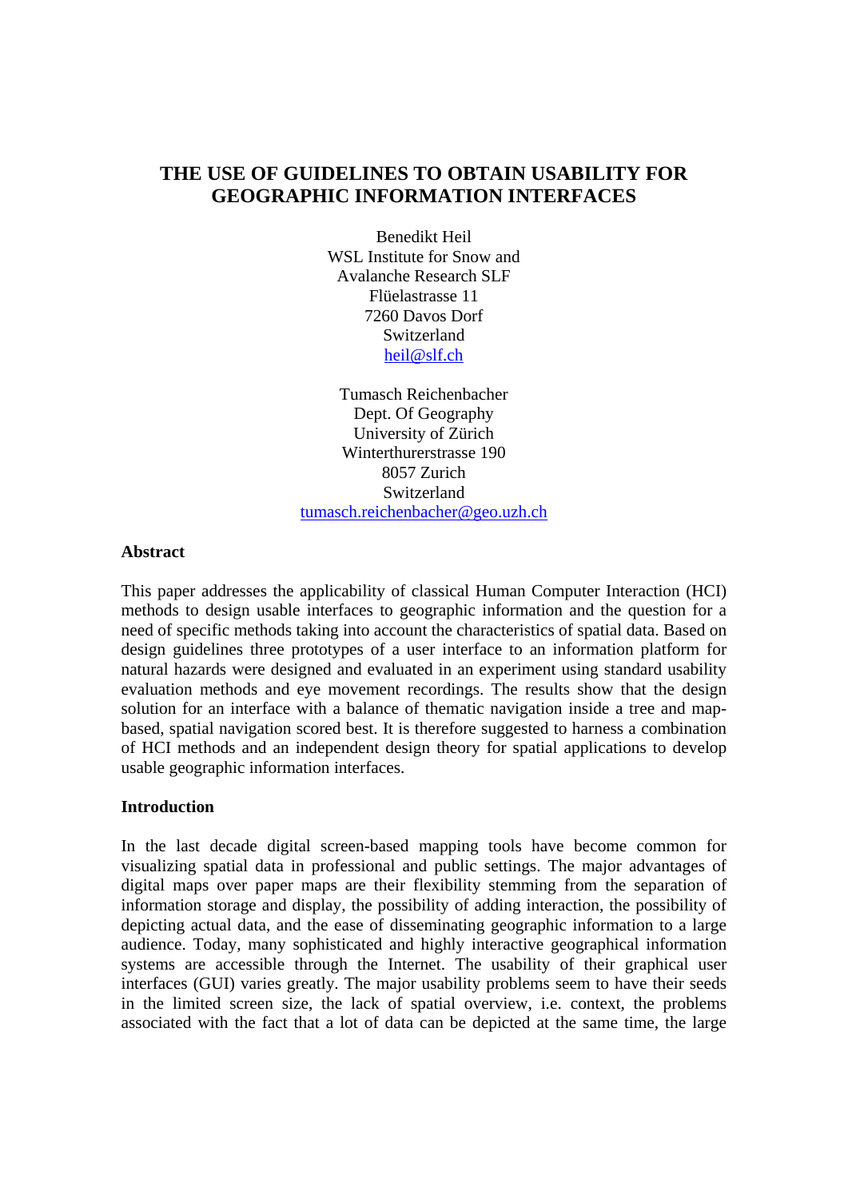# THE USE OF GUIDELINES TO OBTAIN USABILITY FOR GEOGRAPHIC INFORMATION INTERFACES

Benedikt Heil
WSL Institute for Snow and
Avalanche Research SLF
Flüelastrasse 11
7260 Davos Dorf
Switzerland
heil@slf.ch

Tumasch Reichenbacher
Dept. Of Geography
University of Zürich
Winterthurerstrasse 190
8057 Zurich
Switzerland
tumasch.reichenbacher@geo.uzh.ch

## Abstract

This paper addresses the applicability of classical Human Computer Interaction (HCI) methods to design usable interfaces to geographic information and the question for a need of specific methods taking into account the characteristics of spatial data. Based on design guidelines three prototypes of a user interface to an information platform for natural hazards were designed and evaluated in an experiment using standard usability evaluation methods and eye movement recordings. The results show that the design solution for an interface with a balance of thematic navigation inside a tree and map-based, spatial navigation scored best. It is therefore suggested to harness a combination of HCI methods and an independent design theory for spatial applications to develop usable geographic information interfaces.

## Introduction

In the last decade digital screen-based mapping tools have become common for visualizing spatial data in professional and public settings. The major advantages of digital maps over paper maps are their flexibility stemming from the separation of information storage and display, the possibility of adding interaction, the possibility of depicting actual data, and the ease of disseminating geographic information to a large audience. Today, many sophisticated and highly interactive geographical information systems are accessible through the Internet. The usability of their graphical user interfaces (GUI) varies greatly. The major usability problems seem to have their seeds in the limited screen size, the lack of spatial overview, i.e. context, the problems associated with the fact that a lot of data can be depicted at the same time, the large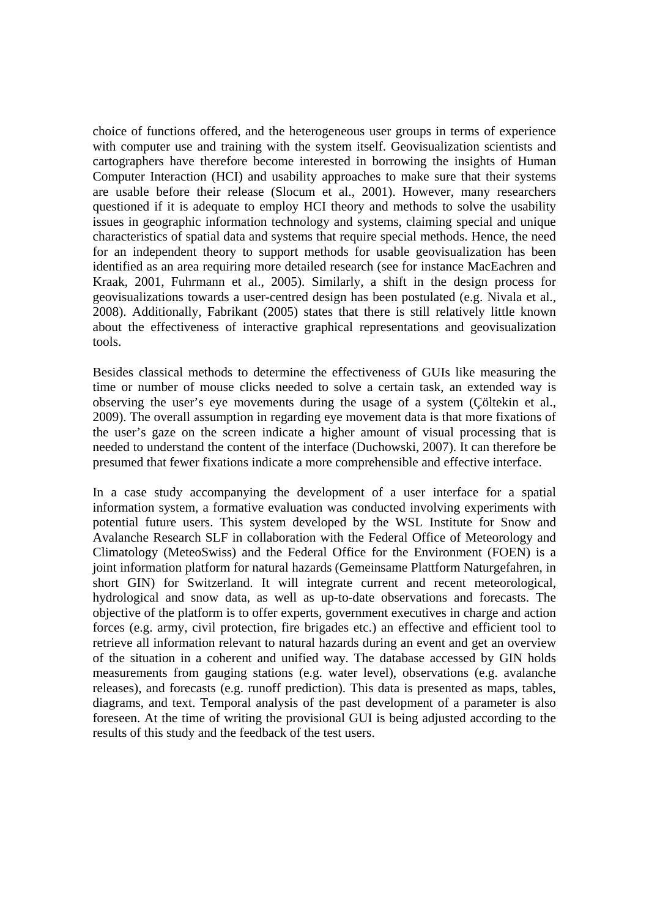choice of functions offered, and the heterogeneous user groups in terms of experience with computer use and training with the system itself. Geovisualization scientists and cartographers have therefore become interested in borrowing the insights of Human Computer Interaction (HCI) and usability approaches to make sure that their systems are usable before their release (Slocum et al., 2001). However, many researchers questioned if it is adequate to employ HCI theory and methods to solve the usability issues in geographic information technology and systems, claiming special and unique characteristics of spatial data and systems that require special methods. Hence, the need for an independent theory to support methods for usable geovisualization has been identified as an area requiring more detailed research (see for instance MacEachren and Kraak, 2001, Fuhrmann et al., 2005). Similarly, a shift in the design process for geovisualizations towards a user-centred design has been postulated (e.g. Nivala et al., 2008). Additionally, Fabrikant (2005) states that there is still relatively little known about the effectiveness of interactive graphical representations and geovisualization tools.

Besides classical methods to determine the effectiveness of GUIs like measuring the time or number of mouse clicks needed to solve a certain task, an extended way is observing the user's eye movements during the usage of a system (Çöltekin et al., 2009). The overall assumption in regarding eye movement data is that more fixations of the user's gaze on the screen indicate a higher amount of visual processing that is needed to understand the content of the interface (Duchowski, 2007). It can therefore be presumed that fewer fixations indicate a more comprehensible and effective interface.

In a case study accompanying the development of a user interface for a spatial information system, a formative evaluation was conducted involving experiments with potential future users. This system developed by the WSL Institute for Snow and Avalanche Research SLF in collaboration with the Federal Office of Meteorology and Climatology (MeteoSwiss) and the Federal Office for the Environment (FOEN) is a joint information platform for natural hazards (Gemeinsame Plattform Naturgefahren, in short GIN) for Switzerland. It will integrate current and recent meteorological, hydrological and snow data, as well as up-to-date observations and forecasts. The objective of the platform is to offer experts, government executives in charge and action forces (e.g. army, civil protection, fire brigades etc.) an effective and efficient tool to retrieve all information relevant to natural hazards during an event and get an overview of the situation in a coherent and unified way. The database accessed by GIN holds measurements from gauging stations (e.g. water level), observations (e.g. avalanche releases), and forecasts (e.g. runoff prediction). This data is presented as maps, tables, diagrams, and text. Temporal analysis of the past development of a parameter is also foreseen. At the time of writing the provisional GUI is being adjusted according to the results of this study and the feedback of the test users.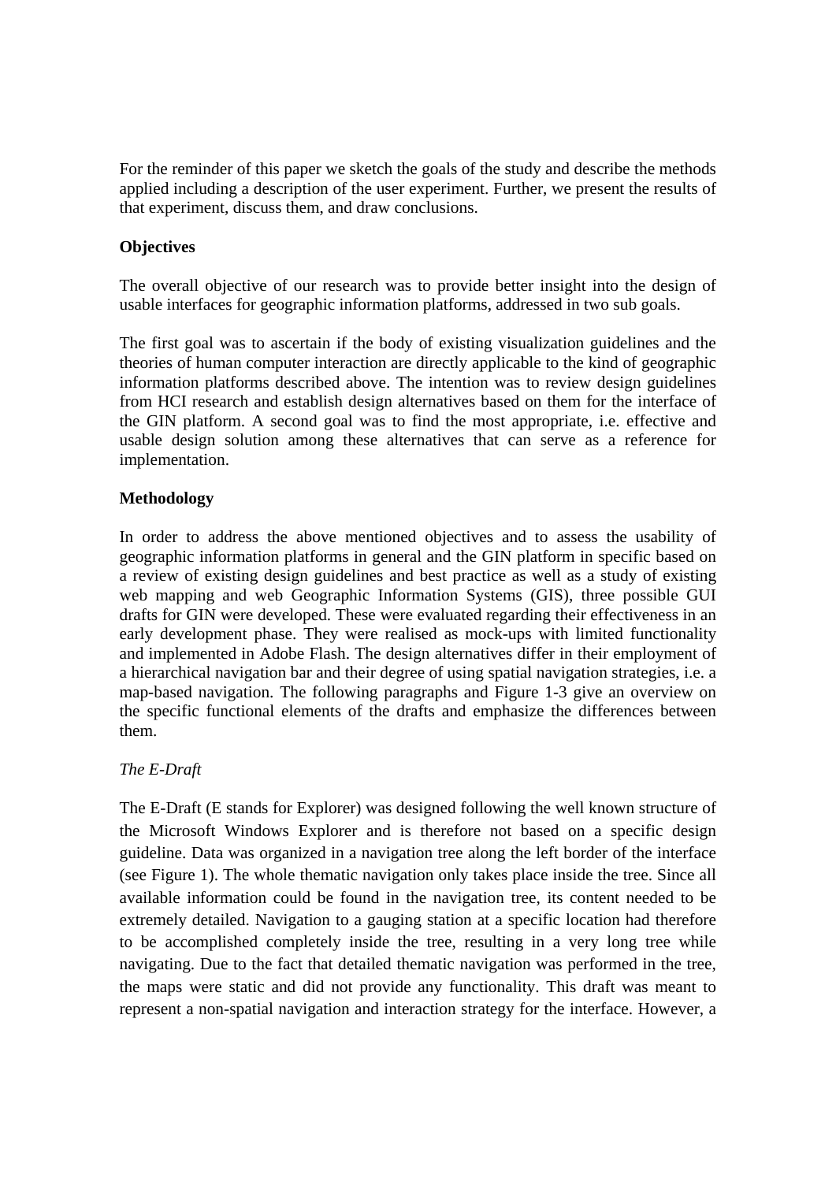For the reminder of this paper we sketch the goals of the study and describe the methods applied including a description of the user experiment. Further, we present the results of that experiment, discuss them, and draw conclusions.

## Objectives

The overall objective of our research was to provide better insight into the design of usable interfaces for geographic information platforms, addressed in two sub goals.

The first goal was to ascertain if the body of existing visualization guidelines and the theories of human computer interaction are directly applicable to the kind of geographic information platforms described above. The intention was to review design guidelines from HCI research and establish design alternatives based on them for the interface of the GIN platform. A second goal was to find the most appropriate, i.e. effective and usable design solution among these alternatives that can serve as a reference for implementation.

## Methodology

In order to address the above mentioned objectives and to assess the usability of geographic information platforms in general and the GIN platform in specific based on a review of existing design guidelines and best practice as well as a study of existing web mapping and web Geographic Information Systems (GIS), three possible GUI drafts for GIN were developed. These were evaluated regarding their effectiveness in an early development phase. They were realised as mock-ups with limited functionality and implemented in Adobe Flash. The design alternatives differ in their employment of a hierarchical navigation bar and their degree of using spatial navigation strategies, i.e. a map-based navigation. The following paragraphs and Figure 1-3 give an overview on the specific functional elements of the drafts and emphasize the differences between them.

### *The E-Draft*

The E-Draft (E stands for Explorer) was designed following the well known structure of the Microsoft Windows Explorer and is therefore not based on a specific design guideline. Data was organized in a navigation tree along the left border of the interface (see Figure 1). The whole thematic navigation only takes place inside the tree. Since all available information could be found in the navigation tree, its content needed to be extremely detailed. Navigation to a gauging station at a specific location had therefore to be accomplished completely inside the tree, resulting in a very long tree while navigating. Due to the fact that detailed thematic navigation was performed in the tree, the maps were static and did not provide any functionality. This draft was meant to represent a non-spatial navigation and interaction strategy for the interface. However, a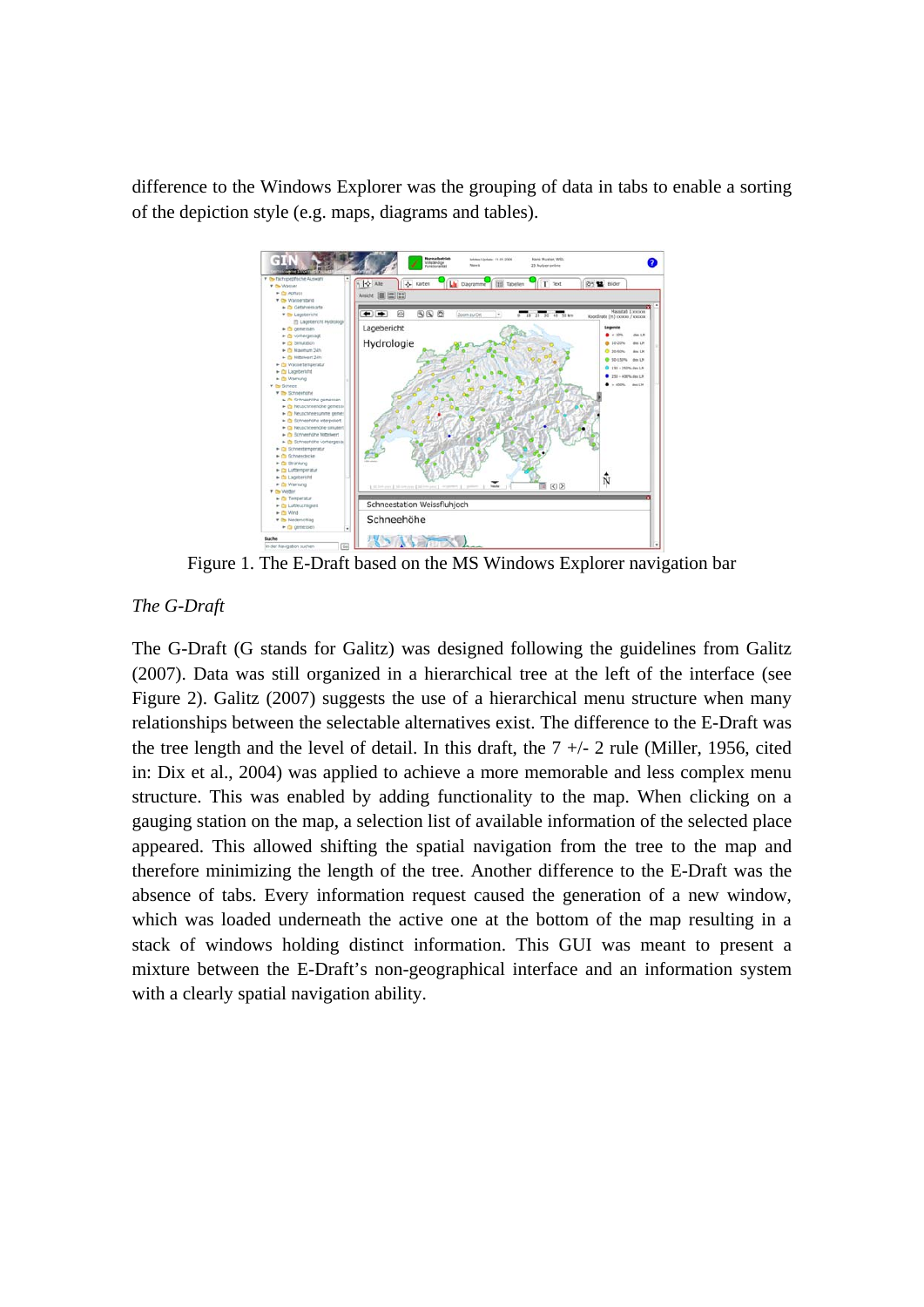difference to the Windows Explorer was the grouping of data in tabs to enable a sorting of the depiction style (e.g. maps, diagrams and tables).

Figure 1. The E-Draft based on the MS Windows Explorer navigation bar

*The G-Draft*

The G-Draft (G stands for Galitz) was designed following the guidelines from Galitz (2007). Data was still organized in a hierarchical tree at the left of the interface (see Figure 2). Galitz (2007) suggests the use of a hierarchical menu structure when many relationships between the selectable alternatives exist. The difference to the E-Draft was the tree length and the level of detail. In this draft, the 7 +/- 2 rule (Miller, 1956, cited in: Dix et al., 2004) was applied to achieve a more memorable and less complex menu structure. This was enabled by adding functionality to the map. When clicking on a gauging station on the map, a selection list of available information of the selected place appeared. This allowed shifting the spatial navigation from the tree to the map and therefore minimizing the length of the tree. Another difference to the E-Draft was the absence of tabs. Every information request caused the generation of a new window, which was loaded underneath the active one at the bottom of the map resulting in a stack of windows holding distinct information. This GUI was meant to present a mixture between the E-Draft's non-geographical interface and an information system with a clearly spatial navigation ability.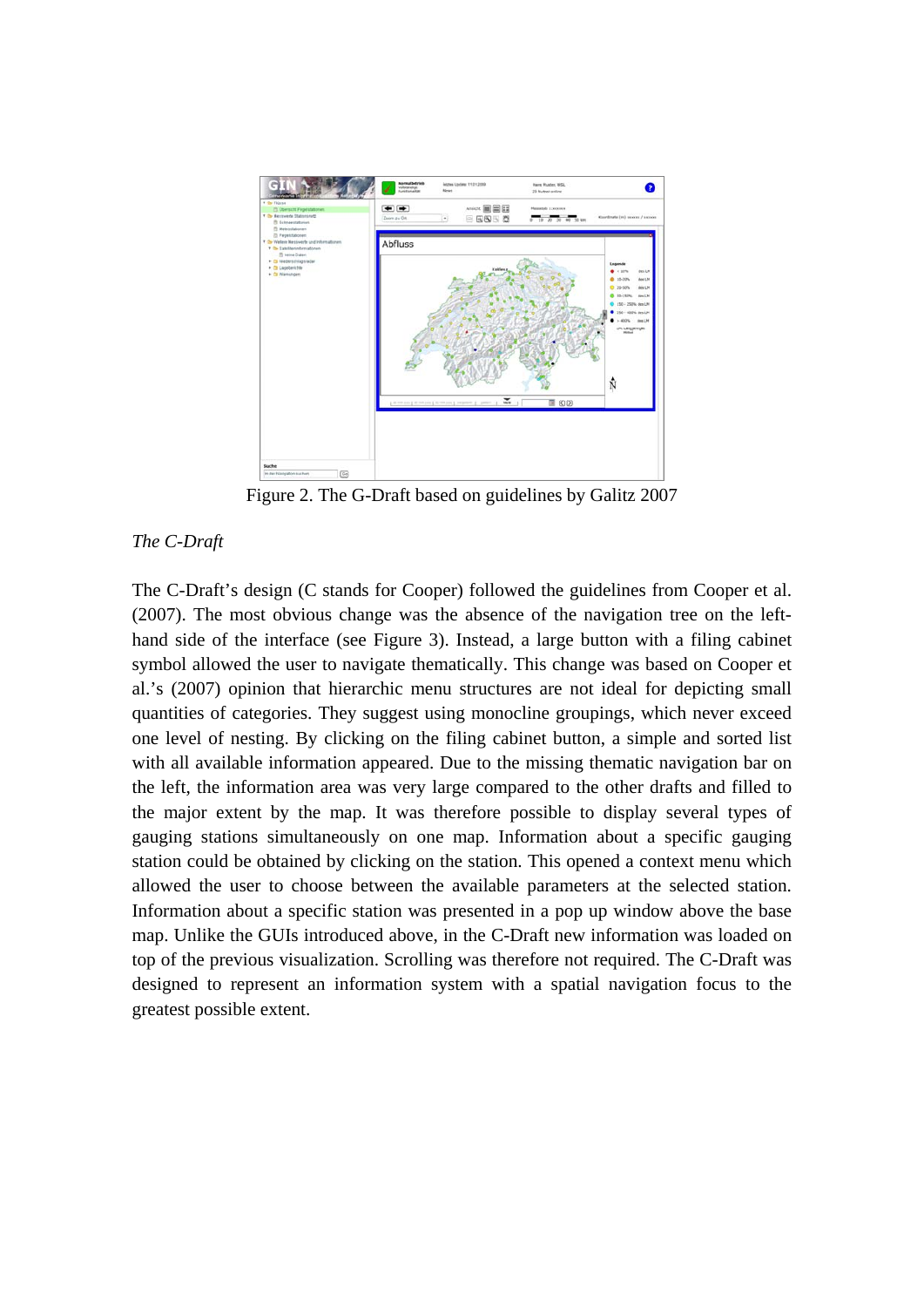Figure 2. The G-Draft based on guidelines by Galitz 2007

*The C-Draft*

The C-Draft's design (C stands for Cooper) followed the guidelines from Cooper et al. (2007). The most obvious change was the absence of the navigation tree on the left-hand side of the interface (see Figure 3). Instead, a large button with a filing cabinet symbol allowed the user to navigate thematically. This change was based on Cooper et al.'s (2007) opinion that hierarchic menu structures are not ideal for depicting small quantities of categories. They suggest using monocline groupings, which never exceed one level of nesting. By clicking on the filing cabinet button, a simple and sorted list with all available information appeared. Due to the missing thematic navigation bar on the left, the information area was very large compared to the other drafts and filled to the major extent by the map. It was therefore possible to display several types of gauging stations simultaneously on one map. Information about a specific gauging station could be obtained by clicking on the station. This opened a context menu which allowed the user to choose between the available parameters at the selected station. Information about a specific station was presented in a pop up window above the base map. Unlike the GUIs introduced above, in the C-Draft new information was loaded on top of the previous visualization. Scrolling was therefore not required. The C-Draft was designed to represent an information system with a spatial navigation focus to the greatest possible extent.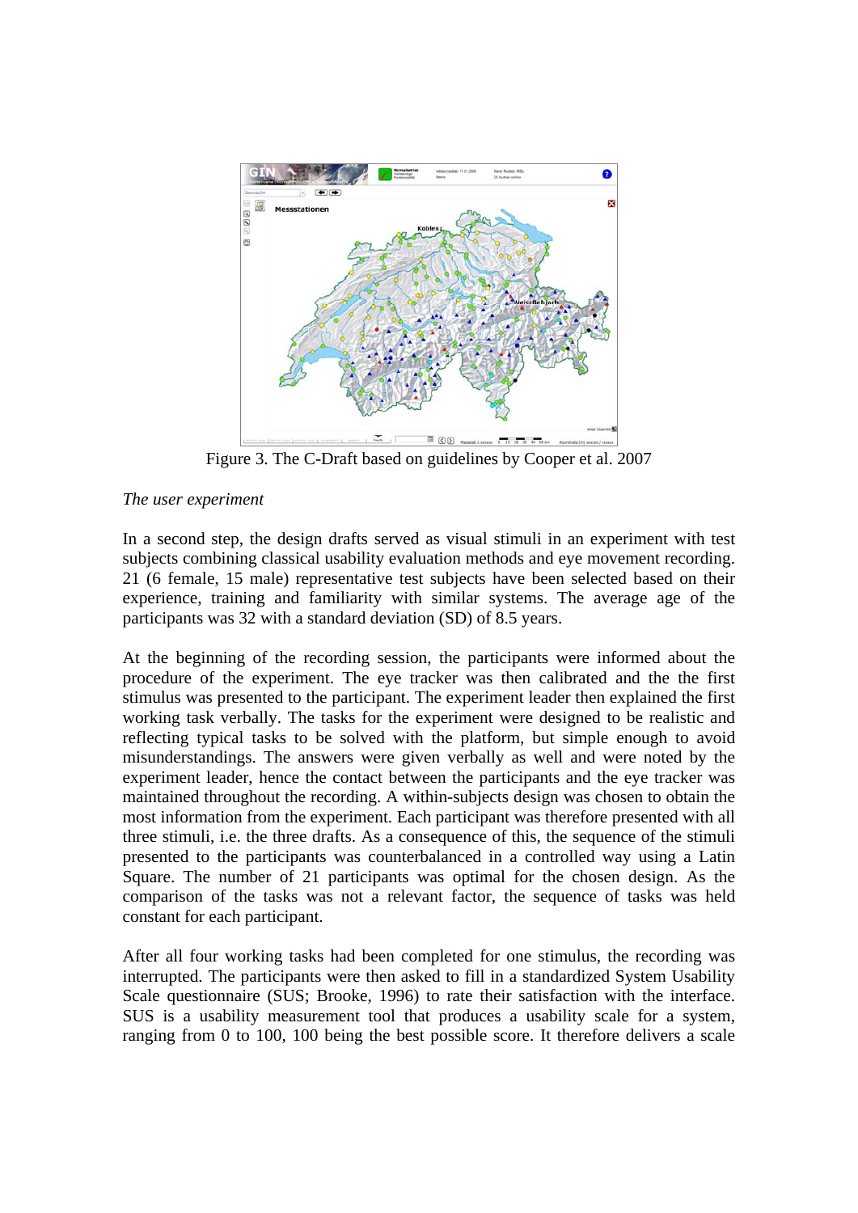Figure 3. The C-Draft based on guidelines by Cooper et al. 2007

*The user experiment*

In a second step, the design drafts served as visual stimuli in an experiment with test subjects combining classical usability evaluation methods and eye movement recording. 21 (6 female, 15 male) representative test subjects have been selected based on their experience, training and familiarity with similar systems. The average age of the participants was 32 with a standard deviation (SD) of 8.5 years.

At the beginning of the recording session, the participants were informed about the procedure of the experiment. The eye tracker was then calibrated and the the first stimulus was presented to the participant. The experiment leader then explained the first working task verbally. The tasks for the experiment were designed to be realistic and reflecting typical tasks to be solved with the platform, but simple enough to avoid misunderstandings. The answers were given verbally as well and were noted by the experiment leader, hence the contact between the participants and the eye tracker was maintained throughout the recording. A within-subjects design was chosen to obtain the most information from the experiment. Each participant was therefore presented with all three stimuli, i.e. the three drafts. As a consequence of this, the sequence of the stimuli presented to the participants was counterbalanced in a controlled way using a Latin Square. The number of 21 participants was optimal for the chosen design. As the comparison of the tasks was not a relevant factor, the sequence of tasks was held constant for each participant.

After all four working tasks had been completed for one stimulus, the recording was interrupted. The participants were then asked to fill in a standardized System Usability Scale questionnaire (SUS; Brooke, 1996) to rate their satisfaction with the interface. SUS is a usability measurement tool that produces a usability scale for a system, ranging from 0 to 100, 100 being the best possible score. It therefore delivers a scale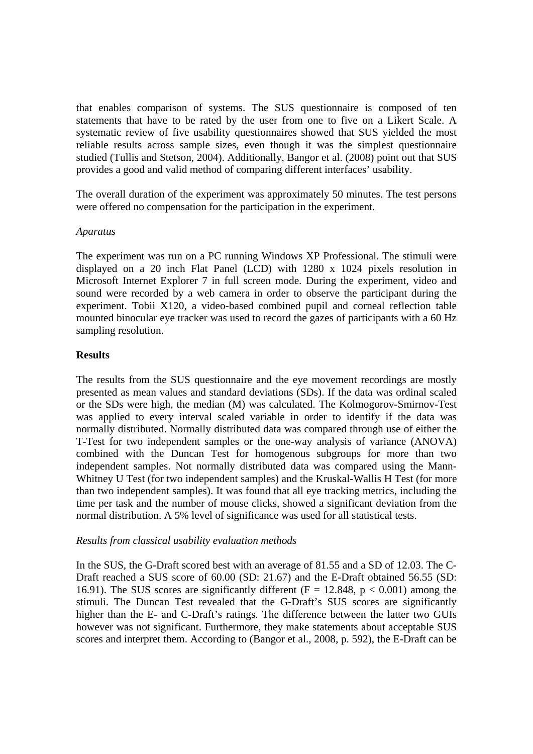that enables comparison of systems. The SUS questionnaire is composed of ten statements that have to be rated by the user from one to five on a Likert Scale. A systematic review of five usability questionnaires showed that SUS yielded the most reliable results across sample sizes, even though it was the simplest questionnaire studied (Tullis and Stetson, 2004). Additionally, Bangor et al. (2008) point out that SUS provides a good and valid method of comparing different interfaces' usability.

The overall duration of the experiment was approximately 50 minutes. The test persons were offered no compensation for the participation in the experiment.

*Aparatus*

The experiment was run on a PC running Windows XP Professional. The stimuli were displayed on a 20 inch Flat Panel (LCD) with 1280 x 1024 pixels resolution in Microsoft Internet Explorer 7 in full screen mode. During the experiment, video and sound were recorded by a web camera in order to observe the participant during the experiment. Tobii X120, a video-based combined pupil and corneal reflection table mounted binocular eye tracker was used to record the gazes of participants with a 60 Hz sampling resolution.

**Results**

The results from the SUS questionnaire and the eye movement recordings are mostly presented as mean values and standard deviations (SDs). If the data was ordinal scaled or the SDs were high, the median (M) was calculated. The Kolmogorov-Smirnov-Test was applied to every interval scaled variable in order to identify if the data was normally distributed. Normally distributed data was compared through use of either the T-Test for two independent samples or the one-way analysis of variance (ANOVA) combined with the Duncan Test for homogenous subgroups for more than two independent samples. Not normally distributed data was compared using the Mann-Whitney U Test (for two independent samples) and the Kruskal-Wallis H Test (for more than two independent samples). It was found that all eye tracking metrics, including the time per task and the number of mouse clicks, showed a significant deviation from the normal distribution. A 5% level of significance was used for all statistical tests.

*Results from classical usability evaluation methods*

In the SUS, the G-Draft scored best with an average of 81.55 and a SD of 12.03. The C-Draft reached a SUS score of 60.00 (SD: 21.67) and the E-Draft obtained 56.55 (SD: 16.91). The SUS scores are significantly different ($F = 12.848$, $p < 0.001$) among the stimuli. The Duncan Test revealed that the G-Draft's SUS scores are significantly higher than the E- and C-Draft's ratings. The difference between the latter two GUIs however was not significant. Furthermore, they make statements about acceptable SUS scores and interpret them. According to (Bangor et al., 2008, p. 592), the E-Draft can be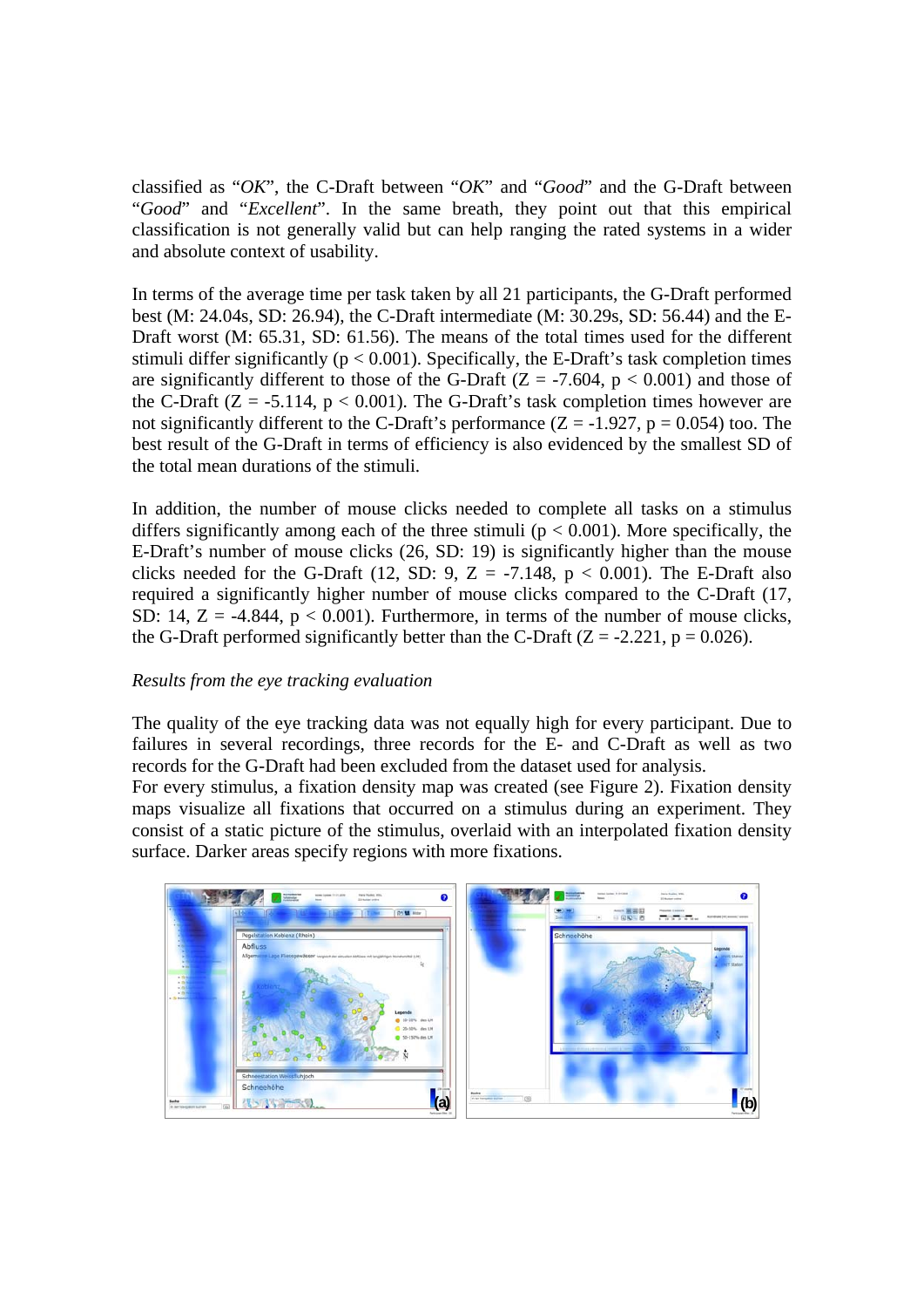classified as "*OK*", the C-Draft between "*OK*" and "*Good*" and the G-Draft between "*Good*" and "*Excellent*". In the same breath, they point out that this empirical classification is not generally valid but can help ranging the rated systems in a wider and absolute context of usability.

In terms of the average time per task taken by all 21 participants, the G-Draft performed best (M: 24.04s, SD: 26.94), the C-Draft intermediate (M: 30.29s, SD: 56.44) and the E-Draft worst (M: 65.31, SD: 61.56). The means of the total times used for the different stimuli differ significantly ($p < 0.001$). Specifically, the E-Draft's task completion times are significantly different to those of the G-Draft ($Z = -7.604$, $p < 0.001$) and those of the C-Draft ($Z = -5.114$, $p < 0.001$). The G-Draft's task completion times however are not significantly different to the C-Draft's performance ($Z = -1.927$, $p = 0.054$) too. The best result of the G-Draft in terms of efficiency is also evidenced by the smallest SD of the total mean durations of the stimuli.

In addition, the number of mouse clicks needed to complete all tasks on a stimulus differs significantly among each of the three stimuli ($p < 0.001$). More specifically, the E-Draft's number of mouse clicks (26, SD: 19) is significantly higher than the mouse clicks needed for the G-Draft (12, SD: 9, $Z = -7.148$, $p < 0.001$). The E-Draft also required a significantly higher number of mouse clicks compared to the C-Draft (17, SD: 14, $Z = -4.844$, $p < 0.001$). Furthermore, in terms of the number of mouse clicks, the G-Draft performed significantly better than the C-Draft ($Z = -2.221$, $p = 0.026$).

*Results from the eye tracking evaluation*

The quality of the eye tracking data was not equally high for every participant. Due to failures in several recordings, three records for the E- and C-Draft as well as two records for the G-Draft had been excluded from the dataset used for analysis.
For every stimulus, a fixation density map was created (see Figure 2). Fixation density maps visualize all fixations that occurred on a stimulus during an experiment. They consist of a static picture of the stimulus, overlaid with an interpolated fixation density surface. Darker areas specify regions with more fixations.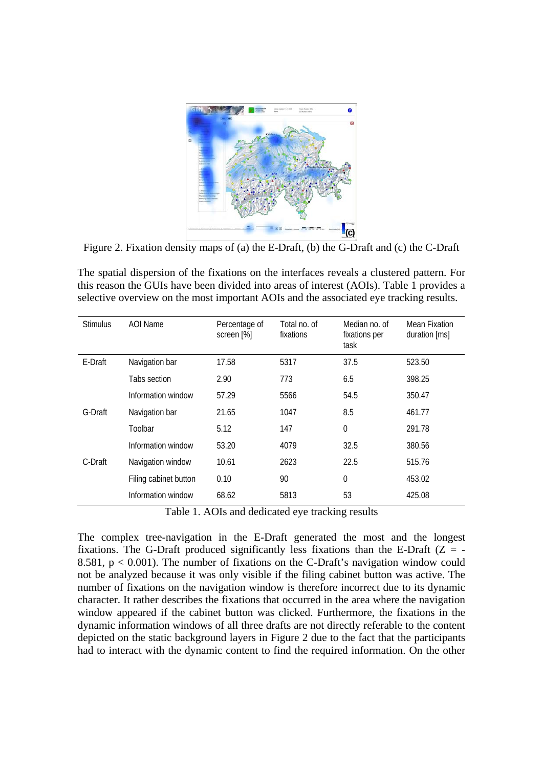Figure 2. Fixation density maps of (a) the E-Draft, (b) the G-Draft and (c) the C-Draft

The spatial dispersion of the fixations on the interfaces reveals a clustered pattern. For this reason the GUIs have been divided into areas of interest (AOIs). Table 1 provides a selective overview on the most important AOIs and the associated eye tracking results.

| Stimulus | AOI Name | Percentage of screen [%] | Total no. of fixations | Median no. of fixations per task | Mean Fixation duration [ms] |
|---|---|---|---|---|---|
| E-Draft | Navigation bar | 17.58 | 5317 | 37.5 | 523.50 |
| | Tabs section | 2.90 | 773 | 6.5 | 398.25 |
| | Information window | 57.29 | 5566 | 54.5 | 350.47 |
| G-Draft | Navigation bar | 21.65 | 1047 | 8.5 | 461.77 |
| | Toolbar | 5.12 | 147 | 0 | 291.78 |
| | Information window | 53.20 | 4079 | 32.5 | 380.56 |
| C-Draft | Navigation window | 10.61 | 2623 | 22.5 | 515.76 |
| | Filing cabinet button | 0.10 | 90 | 0 | 453.02 |
| | Information window | 68.62 | 5813 | 53 | 425.08 |

Table 1. AOIs and dedicated eye tracking results

The complex tree-navigation in the E-Draft generated the most and the longest fixations. The G-Draft produced significantly less fixations than the E-Draft ($Z = -8.581$, $p < 0.001$). The number of fixations on the C-Draft's navigation window could not be analyzed because it was only visible if the filing cabinet button was active. The number of fixations on the navigation window is therefore incorrect due to its dynamic character. It rather describes the fixations that occurred in the area where the navigation window appeared if the cabinet button was clicked. Furthermore, the fixations in the dynamic information windows of all three drafts are not directly referable to the content depicted on the static background layers in Figure 2 due to the fact that the participants had to interact with the dynamic content to find the required information. On the other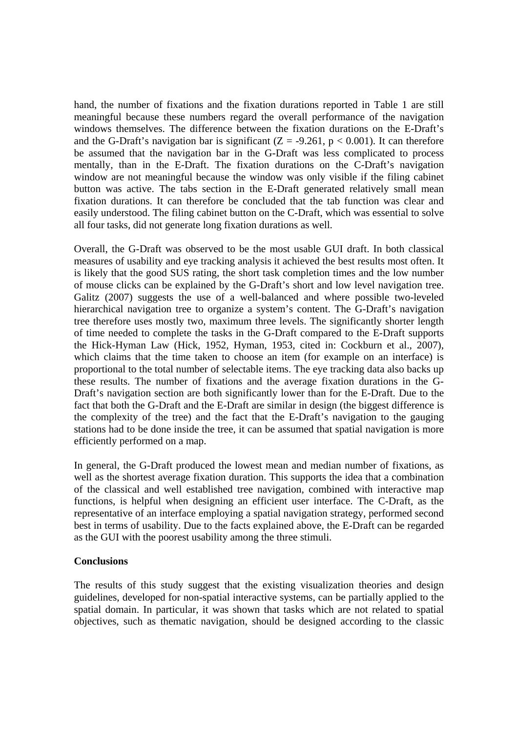hand, the number of fixations and the fixation durations reported in Table 1 are still meaningful because these numbers regard the overall performance of the navigation windows themselves. The difference between the fixation durations on the E-Draft's and the G-Draft's navigation bar is significant ($Z = -9.261$, $p < 0.001$). It can therefore be assumed that the navigation bar in the G-Draft was less complicated to process mentally, than in the E-Draft. The fixation durations on the C-Draft's navigation window are not meaningful because the window was only visible if the filing cabinet button was active. The tabs section in the E-Draft generated relatively small mean fixation durations. It can therefore be concluded that the tab function was clear and easily understood. The filing cabinet button on the C-Draft, which was essential to solve all four tasks, did not generate long fixation durations as well.

Overall, the G-Draft was observed to be the most usable GUI draft. In both classical measures of usability and eye tracking analysis it achieved the best results most often. It is likely that the good SUS rating, the short task completion times and the low number of mouse clicks can be explained by the G-Draft's short and low level navigation tree. Galitz (2007) suggests the use of a well-balanced and where possible two-leveled hierarchical navigation tree to organize a system's content. The G-Draft's navigation tree therefore uses mostly two, maximum three levels. The significantly shorter length of time needed to complete the tasks in the G-Draft compared to the E-Draft supports the Hick-Hyman Law (Hick, 1952, Hyman, 1953, cited in: Cockburn et al., 2007), which claims that the time taken to choose an item (for example on an interface) is proportional to the total number of selectable items. The eye tracking data also backs up these results. The number of fixations and the average fixation durations in the G-Draft's navigation section are both significantly lower than for the E-Draft. Due to the fact that both the G-Draft and the E-Draft are similar in design (the biggest difference is the complexity of the tree) and the fact that the E-Draft's navigation to the gauging stations had to be done inside the tree, it can be assumed that spatial navigation is more efficiently performed on a map.

In general, the G-Draft produced the lowest mean and median number of fixations, as well as the shortest average fixation duration. This supports the idea that a combination of the classical and well established tree navigation, combined with interactive map functions, is helpful when designing an efficient user interface. The C-Draft, as the representative of an interface employing a spatial navigation strategy, performed second best in terms of usability. Due to the facts explained above, the E-Draft can be regarded as the GUI with the poorest usability among the three stimuli.

**Conclusions**

The results of this study suggest that the existing visualization theories and design guidelines, developed for non-spatial interactive systems, can be partially applied to the spatial domain. In particular, it was shown that tasks which are not related to spatial objectives, such as thematic navigation, should be designed according to the classic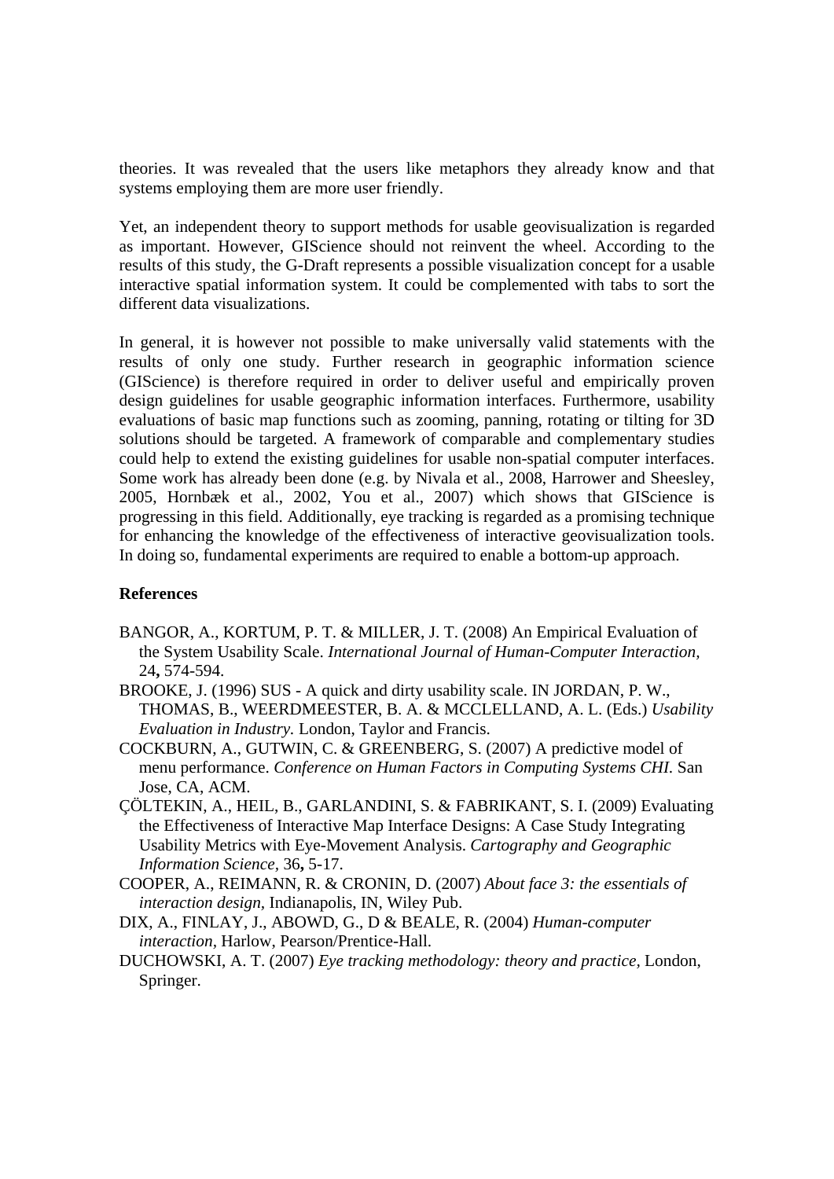theories. It was revealed that the users like metaphors they already know and that systems employing them are more user friendly.

Yet, an independent theory to support methods for usable geovisualization is regarded as important. However, GIScience should not reinvent the wheel. According to the results of this study, the G-Draft represents a possible visualization concept for a usable interactive spatial information system. It could be complemented with tabs to sort the different data visualizations.

In general, it is however not possible to make universally valid statements with the results of only one study. Further research in geographic information science (GIScience) is therefore required in order to deliver useful and empirically proven design guidelines for usable geographic information interfaces. Furthermore, usability evaluations of basic map functions such as zooming, panning, rotating or tilting for 3D solutions should be targeted. A framework of comparable and complementary studies could help to extend the existing guidelines for usable non-spatial computer interfaces. Some work has already been done (e.g. by Nivala et al., 2008, Harrower and Sheesley, 2005, Hornbæk et al., 2002, You et al., 2007) which shows that GIScience is progressing in this field. Additionally, eye tracking is regarded as a promising technique for enhancing the knowledge of the effectiveness of interactive geovisualization tools. In doing so, fundamental experiments are required to enable a bottom-up approach.

**References**

BANGOR, A., KORTUM, P. T. & MILLER, J. T. (2008) An Empirical Evaluation of the System Usability Scale. *International Journal of Human-Computer Interaction,* 24**,** 574-594.

BROOKE, J. (1996) SUS - A quick and dirty usability scale. IN JORDAN, P. W., THOMAS, B., WEERDMEESTER, B. A. & MCCLELLAND, A. L. (Eds.) *Usability Evaluation in Industry.* London, Taylor and Francis.

COCKBURN, A., GUTWIN, C. & GREENBERG, S. (2007) A predictive model of menu performance. *Conference on Human Factors in Computing Systems CHI.* San Jose, CA, ACM.

ÇÖLTEKIN, A., HEIL, B., GARLANDINI, S. & FABRIKANT, S. I. (2009) Evaluating the Effectiveness of Interactive Map Interface Designs: A Case Study Integrating Usability Metrics with Eye-Movement Analysis. *Cartography and Geographic Information Science,* 36**,** 5-17.

COOPER, A., REIMANN, R. & CRONIN, D. (2007) *About face 3: the essentials of interaction design,* Indianapolis, IN, Wiley Pub.

DIX, A., FINLAY, J., ABOWD, G., D & BEALE, R. (2004) *Human-computer interaction,* Harlow, Pearson/Prentice-Hall.

DUCHOWSKI, A. T. (2007) *Eye tracking methodology: theory and practice,* London, Springer.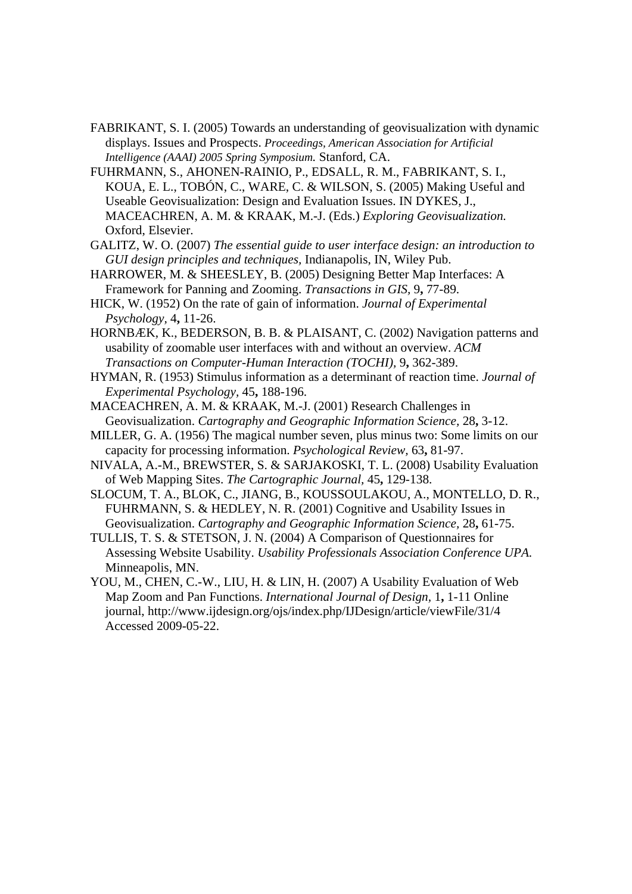FABRIKANT, S. I. (2005) Towards an understanding of geovisualization with dynamic displays. Issues and Prospects. *Proceedings, American Association for Artificial Intelligence (AAAI) 2005 Spring Symposium.* Stanford, CA.

FUHRMANN, S., AHONEN-RAINIO, P., EDSALL, R. M., FABRIKANT, S. I., KOUA, E. L., TOBÓN, C., WARE, C. & WILSON, S. (2005) Making Useful and Useable Geovisualization: Design and Evaluation Issues. IN DYKES, J., MACEACHREN, A. M. & KRAAK, M.-J. (Eds.) *Exploring Geovisualization.* Oxford, Elsevier.

GALITZ, W. O. (2007) *The essential guide to user interface design: an introduction to GUI design principles and techniques,* Indianapolis, IN, Wiley Pub.

HARROWER, M. & SHEESLEY, B. (2005) Designing Better Map Interfaces: A Framework for Panning and Zooming. *Transactions in GIS,* 9**,** 77-89.

HICK, W. (1952) On the rate of gain of information. *Journal of Experimental Psychology,* 4**,** 11-26.

HORNBÆK, K., BEDERSON, B. B. & PLAISANT, C. (2002) Navigation patterns and usability of zoomable user interfaces with and without an overview. *ACM Transactions on Computer-Human Interaction (TOCHI),* 9**,** 362-389.

HYMAN, R. (1953) Stimulus information as a determinant of reaction time. *Journal of Experimental Psychology,* 45**,** 188-196.

MACEACHREN, A. M. & KRAAK, M.-J. (2001) Research Challenges in Geovisualization. *Cartography and Geographic Information Science,* 28**,** 3-12.

MILLER, G. A. (1956) The magical number seven, plus minus two: Some limits on our capacity for processing information. *Psychological Review,* 63**,** 81-97.

NIVALA, A.-M., BREWSTER, S. & SARJAKOSKI, T. L. (2008) Usability Evaluation of Web Mapping Sites. *The Cartographic Journal,* 45**,** 129-138.

SLOCUM, T. A., BLOK, C., JIANG, B., KOUSSOULAKOU, A., MONTELLO, D. R., FUHRMANN, S. & HEDLEY, N. R. (2001) Cognitive and Usability Issues in Geovisualization. *Cartography and Geographic Information Science,* 28**,** 61-75.

TULLIS, T. S. & STETSON, J. N. (2004) A Comparison of Questionnaires for Assessing Website Usability. *Usability Professionals Association Conference UPA.* Minneapolis, MN.

YOU, M., CHEN, C.-W., LIU, H. & LIN, H. (2007) A Usability Evaluation of Web Map Zoom and Pan Functions. *International Journal of Design,* 1**,** 1-11 Online journal, http://www.ijdesign.org/ojs/index.php/IJDesign/article/viewFile/31/4 Accessed 2009-05-22.